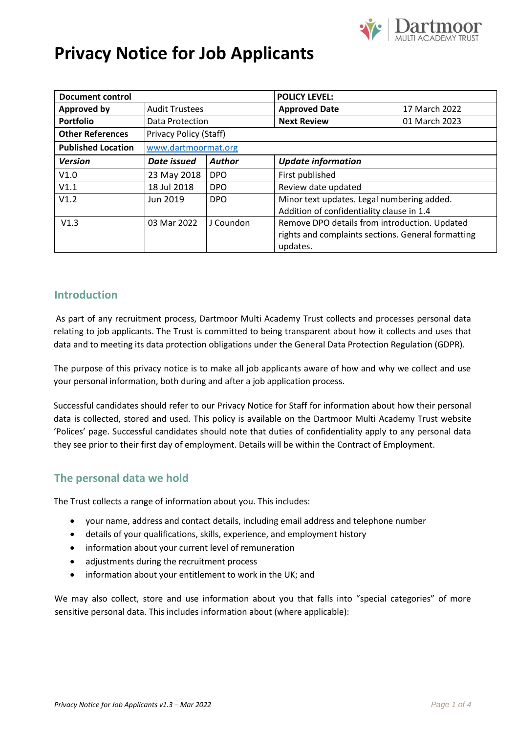# Privacy Notice for Job Applicants

| Document control | | | POLICY LEVEL: | |
|---|---|---|---|---|
| **Approved by** | Audit Trustees | | **Approved Date** | 17 March 2022 |
| **Portfolio** | Data Protection | | **Next Review** | 01 March 2023 |
| **Other References** | Privacy Policy (Staff) | | | |
| **Published Location** | www.dartmoormat.org | | | |
| ***Version*** | ***Date issued*** | ***Author*** | ***Update information*** | |
| V1.0 | 23 May 2018 | DPO | First published | |
| V1.1 | 18 Jul 2018 | DPO | Review date updated | |
| V1.2 | Jun 2019 | DPO | Minor text updates. Legal numbering added. Addition of confidentiality clause in 1.4 | |
| V1.3 | 03 Mar 2022 | J Coundon | Remove DPO details from introduction. Updated rights and complaints sections. General formatting updates. | |

## Introduction

As part of any recruitment process, Dartmoor Multi Academy Trust collects and processes personal data relating to job applicants. The Trust is committed to being transparent about how it collects and uses that data and to meeting its data protection obligations under the General Data Protection Regulation (GDPR).

The purpose of this privacy notice is to make all job applicants aware of how and why we collect and use your personal information, both during and after a job application process.

Successful candidates should refer to our Privacy Notice for Staff for information about how their personal data is collected, stored and used. This policy is available on the Dartmoor Multi Academy Trust website 'Polices' page. Successful candidates should note that duties of confidentiality apply to any personal data they see prior to their first day of employment. Details will be within the Contract of Employment.

## The personal data we hold

The Trust collects a range of information about you. This includes:

- your name, address and contact details, including email address and telephone number
- details of your qualifications, skills, experience, and employment history
- information about your current level of remuneration
- adjustments during the recruitment process
- information about your entitlement to work in the UK; and

We may also collect, store and use information about you that falls into "special categories" of more sensitive personal data. This includes information about (where applicable):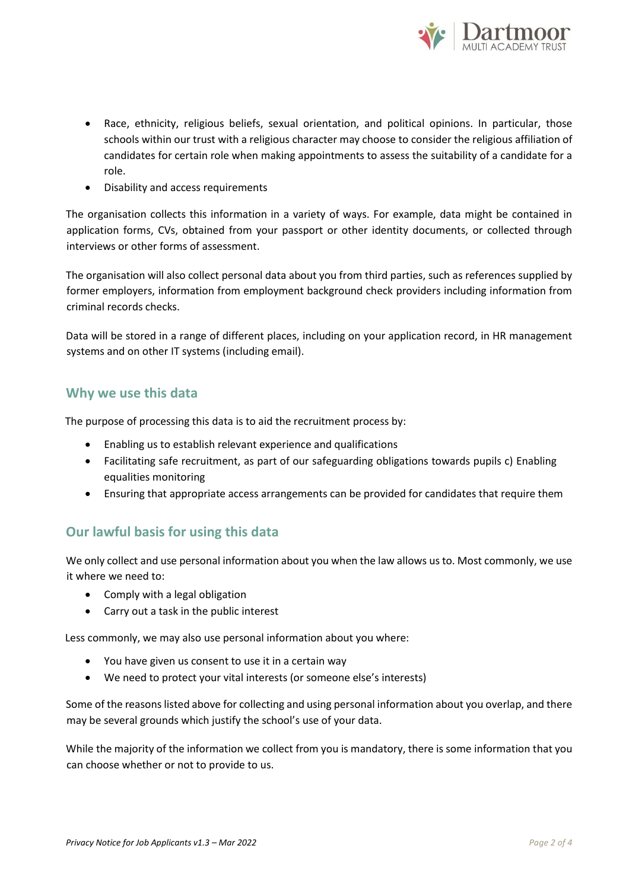- Race, ethnicity, religious beliefs, sexual orientation, and political opinions. In particular, those schools within our trust with a religious character may choose to consider the religious affiliation of candidates for certain role when making appointments to assess the suitability of a candidate for a role.
- Disability and access requirements

The organisation collects this information in a variety of ways. For example, data might be contained in application forms, CVs, obtained from your passport or other identity documents, or collected through interviews or other forms of assessment.

The organisation will also collect personal data about you from third parties, such as references supplied by former employers, information from employment background check providers including information from criminal records checks.

Data will be stored in a range of different places, including on your application record, in HR management systems and on other IT systems (including email).

## Why we use this data

The purpose of processing this data is to aid the recruitment process by:

- Enabling us to establish relevant experience and qualifications
- Facilitating safe recruitment, as part of our safeguarding obligations towards pupils c) Enabling equalities monitoring
- Ensuring that appropriate access arrangements can be provided for candidates that require them

## Our lawful basis for using this data

We only collect and use personal information about you when the law allows us to. Most commonly, we use it where we need to:

- Comply with a legal obligation
- Carry out a task in the public interest

Less commonly, we may also use personal information about you where:

- You have given us consent to use it in a certain way
- We need to protect your vital interests (or someone else's interests)

Some of the reasons listed above for collecting and using personal information about you overlap, and there may be several grounds which justify the school's use of your data.

While the majority of the information we collect from you is mandatory, there is some information that you can choose whether or not to provide to us.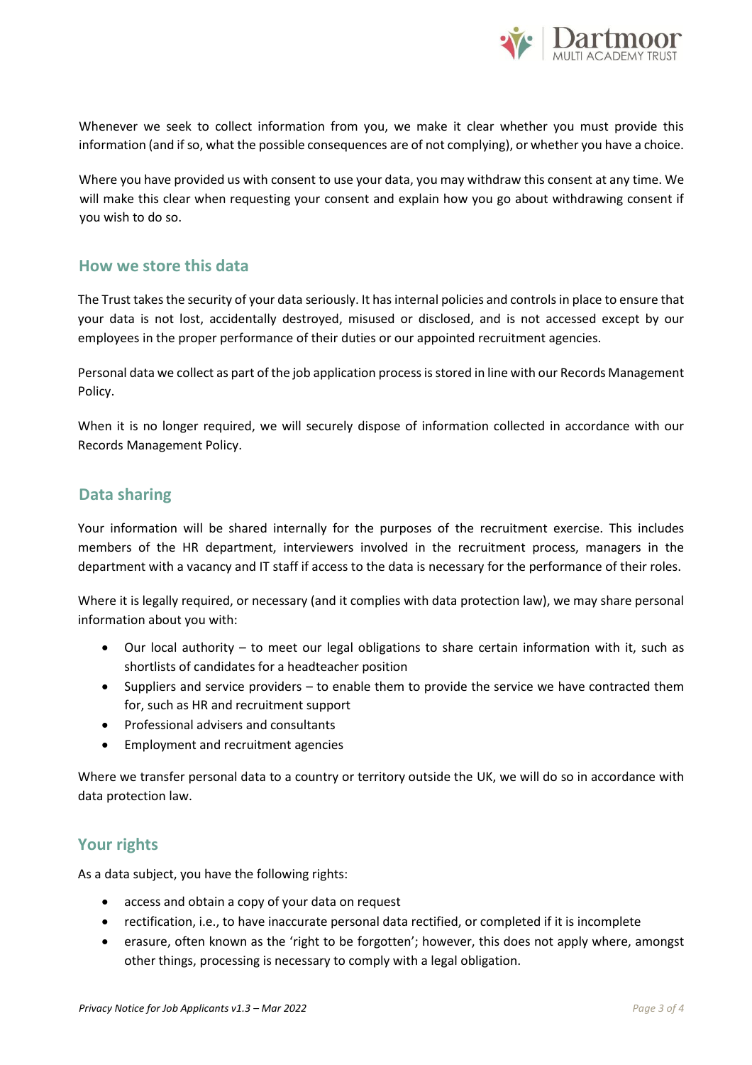Whenever we seek to collect information from you, we make it clear whether you must provide this information (and if so, what the possible consequences are of not complying), or whether you have a choice.

Where you have provided us with consent to use your data, you may withdraw this consent at any time. We will make this clear when requesting your consent and explain how you go about withdrawing consent if you wish to do so.

## How we store this data

The Trust takes the security of your data seriously. It has internal policies and controls in place to ensure that your data is not lost, accidentally destroyed, misused or disclosed, and is not accessed except by our employees in the proper performance of their duties or our appointed recruitment agencies.

Personal data we collect as part of the job application process is stored in line with our Records Management Policy.

When it is no longer required, we will securely dispose of information collected in accordance with our Records Management Policy.

## Data sharing

Your information will be shared internally for the purposes of the recruitment exercise. This includes members of the HR department, interviewers involved in the recruitment process, managers in the department with a vacancy and IT staff if access to the data is necessary for the performance of their roles.

Where it is legally required, or necessary (and it complies with data protection law), we may share personal information about you with:

- Our local authority – to meet our legal obligations to share certain information with it, such as shortlists of candidates for a headteacher position
- Suppliers and service providers – to enable them to provide the service we have contracted them for, such as HR and recruitment support
- Professional advisers and consultants
- Employment and recruitment agencies

Where we transfer personal data to a country or territory outside the UK, we will do so in accordance with data protection law.

## Your rights

As a data subject, you have the following rights:

- access and obtain a copy of your data on request
- rectification, i.e., to have inaccurate personal data rectified, or completed if it is incomplete
- erasure, often known as the 'right to be forgotten'; however, this does not apply where, amongst other things, processing is necessary to comply with a legal obligation.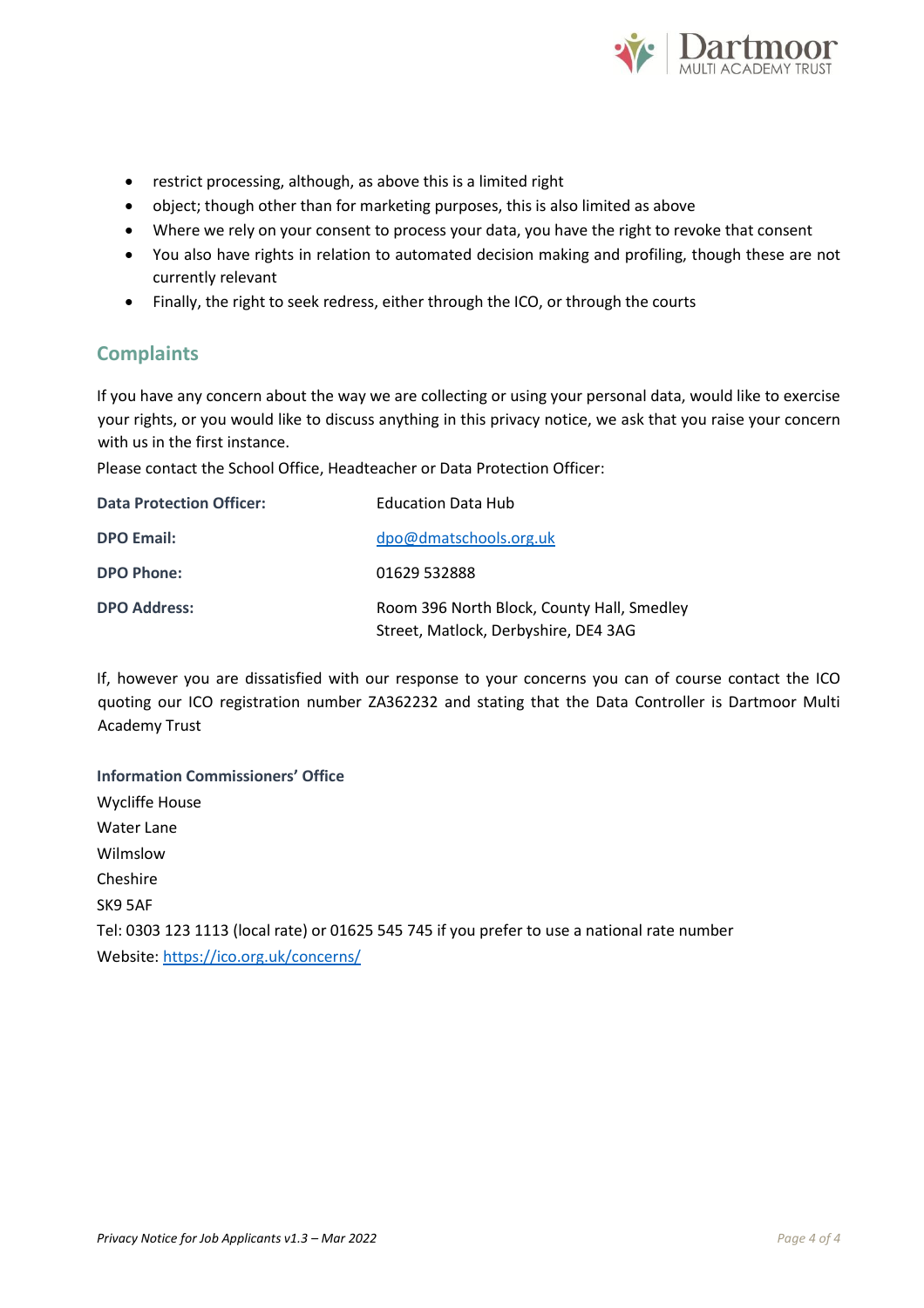- restrict processing, although, as above this is a limited right
- object; though other than for marketing purposes, this is also limited as above
- Where we rely on your consent to process your data, you have the right to revoke that consent
- You also have rights in relation to automated decision making and profiling, though these are not currently relevant
- Finally, the right to seek redress, either through the ICO, or through the courts

## Complaints

If you have any concern about the way we are collecting or using your personal data, would like to exercise your rights, or you would like to discuss anything in this privacy notice, we ask that you raise your concern with us in the first instance.

Please contact the School Office, Headteacher or Data Protection Officer:

| | |
|---|---|
| **Data Protection Officer:** | Education Data Hub |
| **DPO Email:** | dpo@dmatschools.org.uk |
| **DPO Phone:** | 01629 532888 |
| **DPO Address:** | Room 396 North Block, County Hall, Smedley Street, Matlock, Derbyshire, DE4 3AG |

If, however you are dissatisfied with our response to your concerns you can of course contact the ICO quoting our ICO registration number ZA362232 and stating that the Data Controller is Dartmoor Multi Academy Trust

**Information Commissioners' Office**
Wycliffe House
Water Lane
Wilmslow
Cheshire
SK9 5AF
Tel: 0303 123 1113 (local rate) or 01625 545 745 if you prefer to use a national rate number
Website: https://ico.org.uk/concerns/